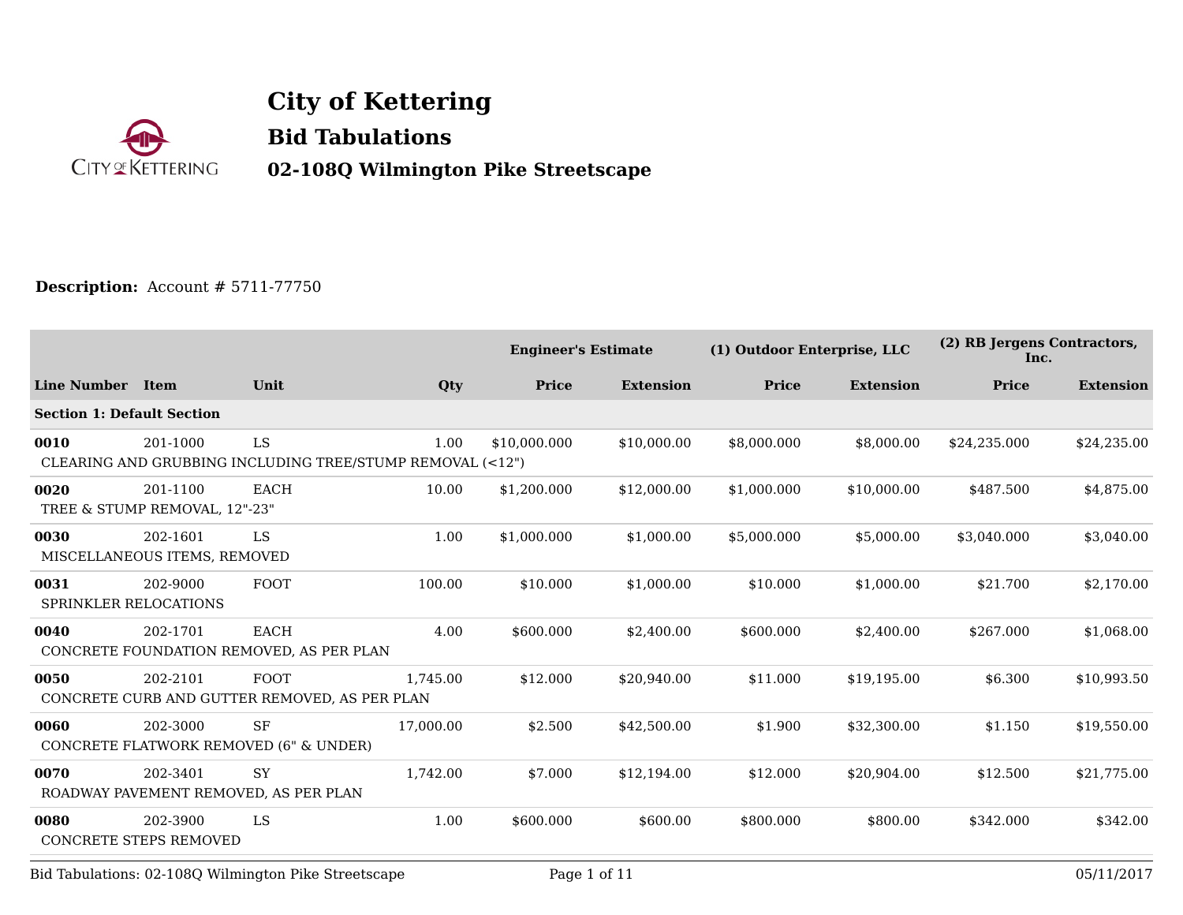# City of Kettering

## Bid Tabulations

### 02-108Q Wilmington Pike Streetscape

**Description:** Account # 5711-77750

| Line Number | Item | Unit | Qty | Engineer's Estimate | | (1) Outdoor Enterprise, LLC | | (2) RB Jergens Contractors, Inc. | |
|---|---|---|---|---|---|---|---|---|---|
| | | | | Price | Extension | Price | Extension | Price | Extension |
| **Section 1: Default Section** | | | | | | | | | |
| **0010** | 201-1000 | LS | 1.00 | $10,000.000 | $10,000.00 | $8,000.000 | $8,000.00 | $24,235.000 | $24,235.00 |
| CLEARING AND GRUBBING INCLUDING TREE/STUMP REMOVAL (<12") | | | | | | | | | |
| **0020** | 201-1100 | EACH | 10.00 | $1,200.000 | $12,000.00 | $1,000.000 | $10,000.00 | $487.500 | $4,875.00 |
| TREE & STUMP REMOVAL, 12"-23" | | | | | | | | | |
| **0030** | 202-1601 | LS | 1.00 | $1,000.000 | $1,000.00 | $5,000.000 | $5,000.00 | $3,040.000 | $3,040.00 |
| MISCELLANEOUS ITEMS, REMOVED | | | | | | | | | |
| **0031** | 202-9000 | FOOT | 100.00 | $10.000 | $1,000.00 | $10.000 | $1,000.00 | $21.700 | $2,170.00 |
| SPRINKLER RELOCATIONS | | | | | | | | | |
| **0040** | 202-1701 | EACH | 4.00 | $600.000 | $2,400.00 | $600.000 | $2,400.00 | $267.000 | $1,068.00 |
| CONCRETE FOUNDATION REMOVED, AS PER PLAN | | | | | | | | | |
| **0050** | 202-2101 | FOOT | 1,745.00 | $12.000 | $20,940.00 | $11.000 | $19,195.00 | $6.300 | $10,993.50 |
| CONCRETE CURB AND GUTTER REMOVED, AS PER PLAN | | | | | | | | | |
| **0060** | 202-3000 | SF | 17,000.00 | $2.500 | $42,500.00 | $1.900 | $32,300.00 | $1.150 | $19,550.00 |
| CONCRETE FLATWORK REMOVED (6" & UNDER) | | | | | | | | | |
| **0070** | 202-3401 | SY | 1,742.00 | $7.000 | $12,194.00 | $12.000 | $20,904.00 | $12.500 | $21,775.00 |
| ROADWAY PAVEMENT REMOVED, AS PER PLAN | | | | | | | | | |
| **0080** | 202-3900 | LS | 1.00 | $600.000 | $600.00 | $800.000 | $800.00 | $342.000 | $342.00 |
| CONCRETE STEPS REMOVED | | | | | | | | | |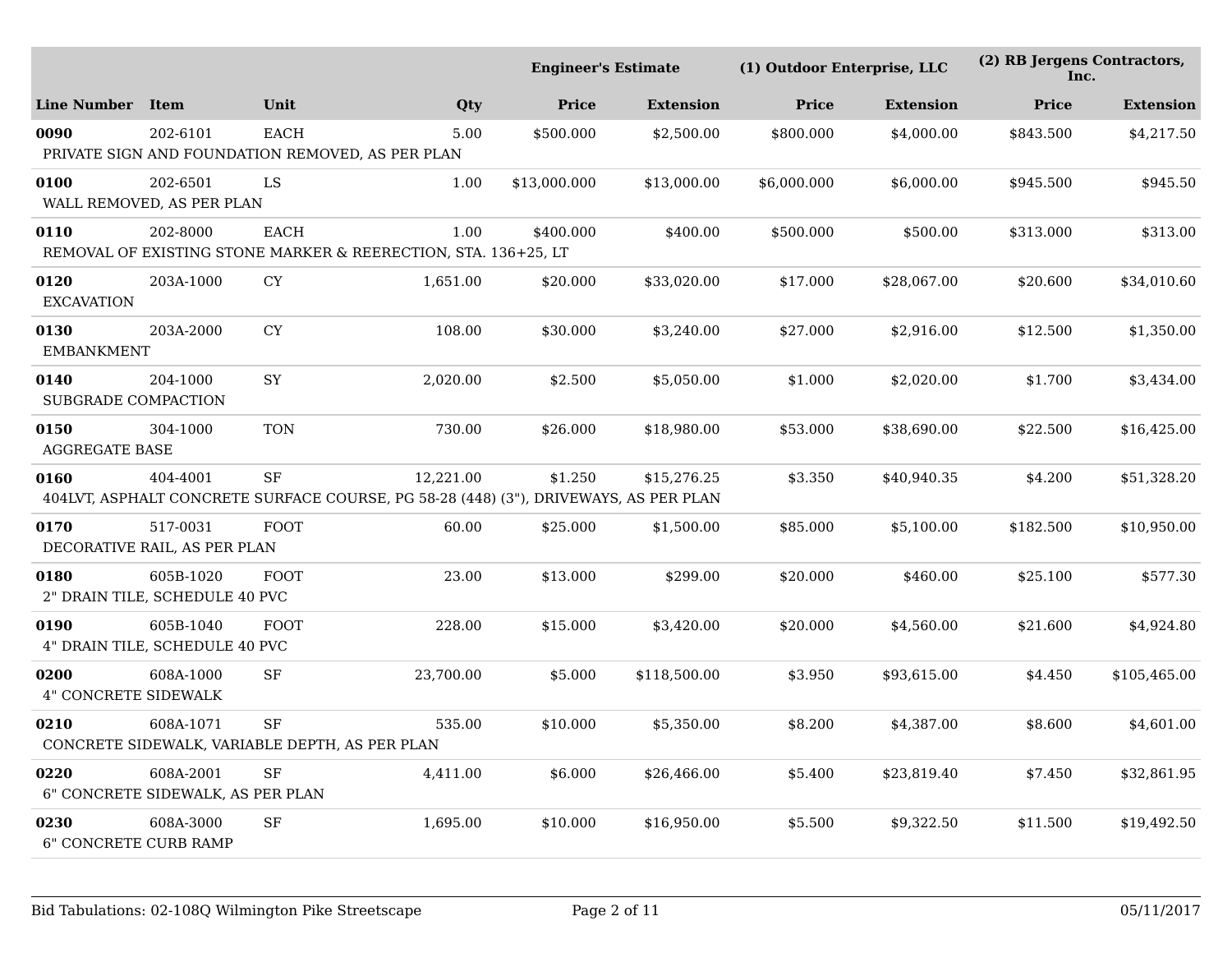| Line Number | Item | Unit | Qty | Engineer's Estimate | | (1) Outdoor Enterprise, LLC | | (2) RB Jergens Contractors, Inc. | |
|---|---|---|---|---|---|---|---|---|---|
| | | | | Price | Extension | Price | Extension | Price | Extension |
| **0090** | 202-6101 | EACH | 5.00 | $500.000 | $2,500.00 | $800.000 | $4,000.00 | $843.500 | $4,217.50 |
| PRIVATE SIGN AND FOUNDATION REMOVED, AS PER PLAN | | | | | | | | | |
| **0100** | 202-6501 | LS | 1.00 | $13,000.000 | $13,000.00 | $6,000.000 | $6,000.00 | $945.500 | $945.50 |
| WALL REMOVED, AS PER PLAN | | | | | | | | | |
| **0110** | 202-8000 | EACH | 1.00 | $400.000 | $400.00 | $500.000 | $500.00 | $313.000 | $313.00 |
| REMOVAL OF EXISTING STONE MARKER & REERECTION, STA. 136+25, LT | | | | | | | | | |
| **0120** | 203A-1000 | CY | 1,651.00 | $20.000 | $33,020.00 | $17.000 | $28,067.00 | $20.600 | $34,010.60 |
| EXCAVATION | | | | | | | | | |
| **0130** | 203A-2000 | CY | 108.00 | $30.000 | $3,240.00 | $27.000 | $2,916.00 | $12.500 | $1,350.00 |
| EMBANKMENT | | | | | | | | | |
| **0140** | 204-1000 | SY | 2,020.00 | $2.500 | $5,050.00 | $1.000 | $2,020.00 | $1.700 | $3,434.00 |
| SUBGRADE COMPACTION | | | | | | | | | |
| **0150** | 304-1000 | TON | 730.00 | $26.000 | $18,980.00 | $53.000 | $38,690.00 | $22.500 | $16,425.00 |
| AGGREGATE BASE | | | | | | | | | |
| **0160** | 404-4001 | SF | 12,221.00 | $1.250 | $15,276.25 | $3.350 | $40,940.35 | $4.200 | $51,328.20 |
| 404LVT, ASPHALT CONCRETE SURFACE COURSE, PG 58-28 (448) (3"), DRIVEWAYS, AS PER PLAN | | | | | | | | | |
| **0170** | 517-0031 | FOOT | 60.00 | $25.000 | $1,500.00 | $85.000 | $5,100.00 | $182.500 | $10,950.00 |
| DECORATIVE RAIL, AS PER PLAN | | | | | | | | | |
| **0180** | 605B-1020 | FOOT | 23.00 | $13.000 | $299.00 | $20.000 | $460.00 | $25.100 | $577.30 |
| 2" DRAIN TILE, SCHEDULE 40 PVC | | | | | | | | | |
| **0190** | 605B-1040 | FOOT | 228.00 | $15.000 | $3,420.00 | $20.000 | $4,560.00 | $21.600 | $4,924.80 |
| 4" DRAIN TILE, SCHEDULE 40 PVC | | | | | | | | | |
| **0200** | 608A-1000 | SF | 23,700.00 | $5.000 | $118,500.00 | $3.950 | $93,615.00 | $4.450 | $105,465.00 |
| 4" CONCRETE SIDEWALK | | | | | | | | | |
| **0210** | 608A-1071 | SF | 535.00 | $10.000 | $5,350.00 | $8.200 | $4,387.00 | $8.600 | $4,601.00 |
| CONCRETE SIDEWALK, VARIABLE DEPTH, AS PER PLAN | | | | | | | | | |
| **0220** | 608A-2001 | SF | 4,411.00 | $6.000 | $26,466.00 | $5.400 | $23,819.40 | $7.450 | $32,861.95 |
| 6" CONCRETE SIDEWALK, AS PER PLAN | | | | | | | | | |
| **0230** | 608A-3000 | SF | 1,695.00 | $10.000 | $16,950.00 | $5.500 | $9,322.50 | $11.500 | $19,492.50 |
| 6" CONCRETE CURB RAMP | | | | | | | | | |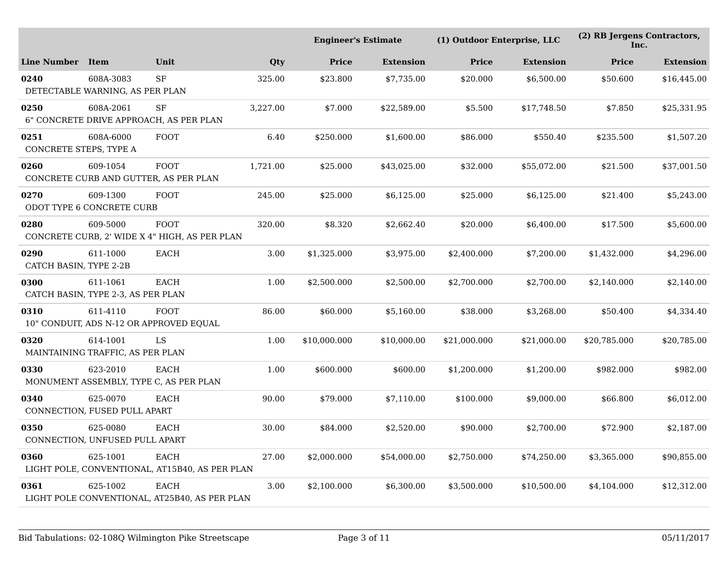| | | | | Engineer's Estimate | | (1) Outdoor Enterprise, LLC | | (2) RB Jergens Contractors, Inc. | |
|---|---|---|---|---|---|---|---|---|---|
| **Line Number** | **Item** | **Unit** | **Qty** | **Price** | **Extension** | **Price** | **Extension** | **Price** | **Extension** |
| **0240** | 608A-3083 | SF | 325.00 | $23.800 | $7,735.00 | $20.000 | $6,500.00 | $50.600 | $16,445.00 |
| DETECTABLE WARNING, AS PER PLAN | | | | | | | | | |
| **0250** | 608A-2061 | SF | 3,227.00 | $7.000 | $22,589.00 | $5.500 | $17,748.50 | $7.850 | $25,331.95 |
| 6" CONCRETE DRIVE APPROACH, AS PER PLAN | | | | | | | | | |
| **0251** | 608A-6000 | FOOT | 6.40 | $250.000 | $1,600.00 | $86.000 | $550.40 | $235.500 | $1,507.20 |
| CONCRETE STEPS, TYPE A | | | | | | | | | |
| **0260** | 609-1054 | FOOT | 1,721.00 | $25.000 | $43,025.00 | $32.000 | $55,072.00 | $21.500 | $37,001.50 |
| CONCRETE CURB AND GUTTER, AS PER PLAN | | | | | | | | | |
| **0270** | 609-1300 | FOOT | 245.00 | $25.000 | $6,125.00 | $25.000 | $6,125.00 | $21.400 | $5,243.00 |
| ODOT TYPE 6 CONCRETE CURB | | | | | | | | | |
| **0280** | 609-5000 | FOOT | 320.00 | $8.320 | $2,662.40 | $20.000 | $6,400.00 | $17.500 | $5,600.00 |
| CONCRETE CURB, 2' WIDE X 4" HIGH, AS PER PLAN | | | | | | | | | |
| **0290** | 611-1000 | EACH | 3.00 | $1,325.000 | $3,975.00 | $2,400.000 | $7,200.00 | $1,432.000 | $4,296.00 |
| CATCH BASIN, TYPE 2-2B | | | | | | | | | |
| **0300** | 611-1061 | EACH | 1.00 | $2,500.000 | $2,500.00 | $2,700.000 | $2,700.00 | $2,140.000 | $2,140.00 |
| CATCH BASIN, TYPE 2-3, AS PER PLAN | | | | | | | | | |
| **0310** | 611-4110 | FOOT | 86.00 | $60.000 | $5,160.00 | $38.000 | $3,268.00 | $50.400 | $4,334.40 |
| 10" CONDUIT, ADS N-12 OR APPROVED EQUAL | | | | | | | | | |
| **0320** | 614-1001 | LS | 1.00 | $10,000.000 | $10,000.00 | $21,000.000 | $21,000.00 | $20,785.000 | $20,785.00 |
| MAINTAINING TRAFFIC, AS PER PLAN | | | | | | | | | |
| **0330** | 623-2010 | EACH | 1.00 | $600.000 | $600.00 | $1,200.000 | $1,200.00 | $982.000 | $982.00 |
| MONUMENT ASSEMBLY, TYPE C, AS PER PLAN | | | | | | | | | |
| **0340** | 625-0070 | EACH | 90.00 | $79.000 | $7,110.00 | $100.000 | $9,000.00 | $66.800 | $6,012.00 |
| CONNECTION, FUSED PULL APART | | | | | | | | | |
| **0350** | 625-0080 | EACH | 30.00 | $84.000 | $2,520.00 | $90.000 | $2,700.00 | $72.900 | $2,187.00 |
| CONNECTION, UNFUSED PULL APART | | | | | | | | | |
| **0360** | 625-1001 | EACH | 27.00 | $2,000.000 | $54,000.00 | $2,750.000 | $74,250.00 | $3,365.000 | $90,855.00 |
| LIGHT POLE, CONVENTIONAL, AT15B40, AS PER PLAN | | | | | | | | | |
| **0361** | 625-1002 | EACH | 3.00 | $2,100.000 | $6,300.00 | $3,500.000 | $10,500.00 | $4,104.000 | $12,312.00 |
| LIGHT POLE CONVENTIONAL, AT25B40, AS PER PLAN | | | | | | | | | |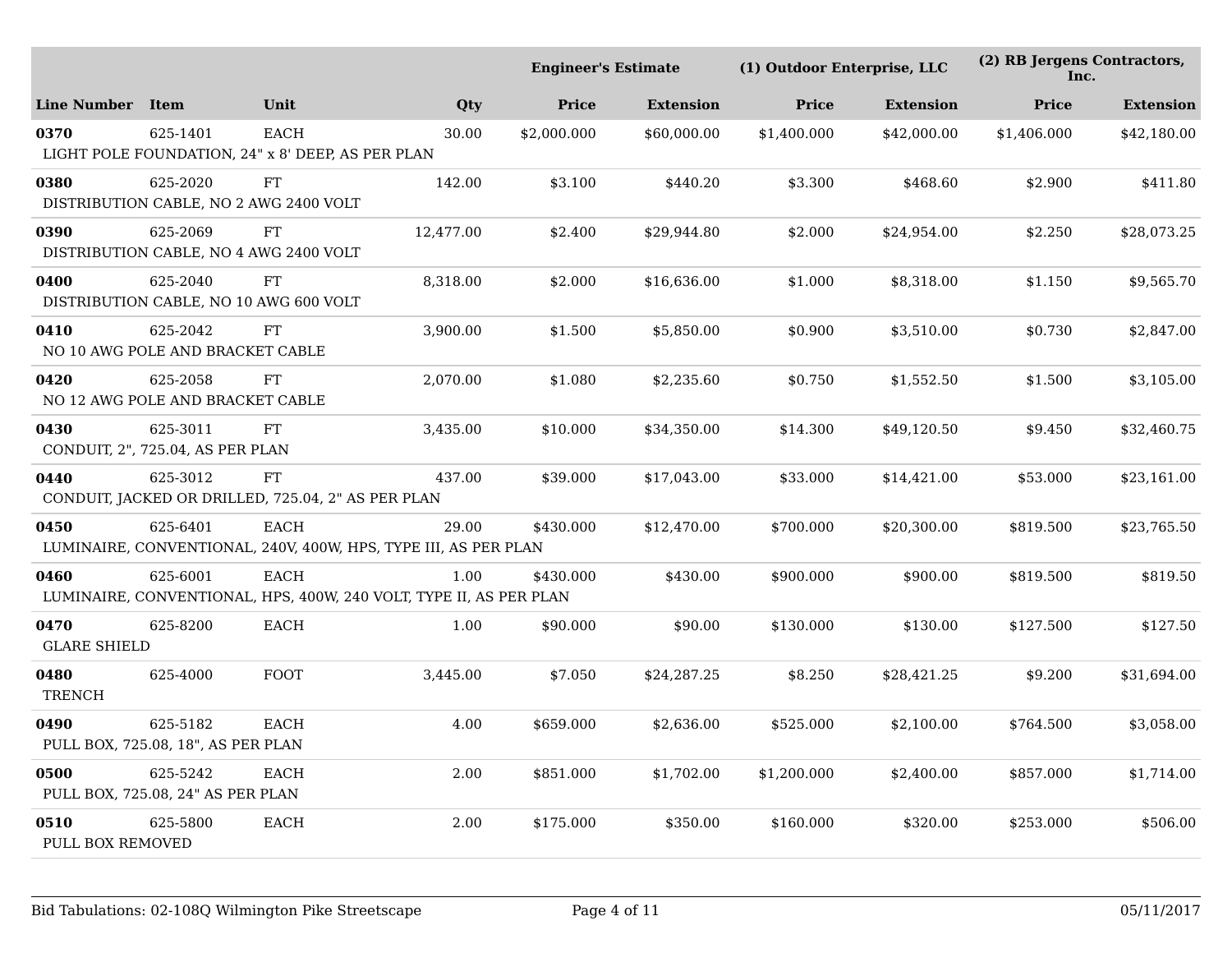| | | | | Engineer's Estimate | | (1) Outdoor Enterprise, LLC | | (2) RB Jergens Contractors, Inc. | |
|---|---|---|---|---|---|---|---|---|---|
| **Line Number** | **Item** | **Unit** | **Qty** | **Price** | **Extension** | **Price** | **Extension** | **Price** | **Extension** |
| **0370** | 625-1401 | EACH | 30.00 | $2,000.000 | $60,000.00 | $1,400.000 | $42,000.00 | $1,406.000 | $42,180.00 |
| LIGHT POLE FOUNDATION, 24" x 8' DEEP, AS PER PLAN | | | | | | | | | |
| **0380** | 625-2020 | FT | 142.00 | $3.100 | $440.20 | $3.300 | $468.60 | $2.900 | $411.80 |
| DISTRIBUTION CABLE, NO 2 AWG 2400 VOLT | | | | | | | | | |
| **0390** | 625-2069 | FT | 12,477.00 | $2.400 | $29,944.80 | $2.000 | $24,954.00 | $2.250 | $28,073.25 |
| DISTRIBUTION CABLE, NO 4 AWG 2400 VOLT | | | | | | | | | |
| **0400** | 625-2040 | FT | 8,318.00 | $2.000 | $16,636.00 | $1.000 | $8,318.00 | $1.150 | $9,565.70 |
| DISTRIBUTION CABLE, NO 10 AWG 600 VOLT | | | | | | | | | |
| **0410** | 625-2042 | FT | 3,900.00 | $1.500 | $5,850.00 | $0.900 | $3,510.00 | $0.730 | $2,847.00 |
| NO 10 AWG POLE AND BRACKET CABLE | | | | | | | | | |
| **0420** | 625-2058 | FT | 2,070.00 | $1.080 | $2,235.60 | $0.750 | $1,552.50 | $1.500 | $3,105.00 |
| NO 12 AWG POLE AND BRACKET CABLE | | | | | | | | | |
| **0430** | 625-3011 | FT | 3,435.00 | $10.000 | $34,350.00 | $14.300 | $49,120.50 | $9.450 | $32,460.75 |
| CONDUIT, 2", 725.04, AS PER PLAN | | | | | | | | | |
| **0440** | 625-3012 | FT | 437.00 | $39.000 | $17,043.00 | $33.000 | $14,421.00 | $53.000 | $23,161.00 |
| CONDUIT, JACKED OR DRILLED, 725.04, 2" AS PER PLAN | | | | | | | | | |
| **0450** | 625-6401 | EACH | 29.00 | $430.000 | $12,470.00 | $700.000 | $20,300.00 | $819.500 | $23,765.50 |
| LUMINAIRE, CONVENTIONAL, 240V, 400W, HPS, TYPE III, AS PER PLAN | | | | | | | | | |
| **0460** | 625-6001 | EACH | 1.00 | $430.000 | $430.00 | $900.000 | $900.00 | $819.500 | $819.50 |
| LUMINAIRE, CONVENTIONAL, HPS, 400W, 240 VOLT, TYPE II, AS PER PLAN | | | | | | | | | |
| **0470** | 625-8200 | EACH | 1.00 | $90.000 | $90.00 | $130.000 | $130.00 | $127.500 | $127.50 |
| GLARE SHIELD | | | | | | | | | |
| **0480** | 625-4000 | FOOT | 3,445.00 | $7.050 | $24,287.25 | $8.250 | $28,421.25 | $9.200 | $31,694.00 |
| TRENCH | | | | | | | | | |
| **0490** | 625-5182 | EACH | 4.00 | $659.000 | $2,636.00 | $525.000 | $2,100.00 | $764.500 | $3,058.00 |
| PULL BOX, 725.08, 18", AS PER PLAN | | | | | | | | | |
| **0500** | 625-5242 | EACH | 2.00 | $851.000 | $1,702.00 | $1,200.000 | $2,400.00 | $857.000 | $1,714.00 |
| PULL BOX, 725.08, 24" AS PER PLAN | | | | | | | | | |
| **0510** | 625-5800 | EACH | 2.00 | $175.000 | $350.00 | $160.000 | $320.00 | $253.000 | $506.00 |
| PULL BOX REMOVED | | | | | | | | | |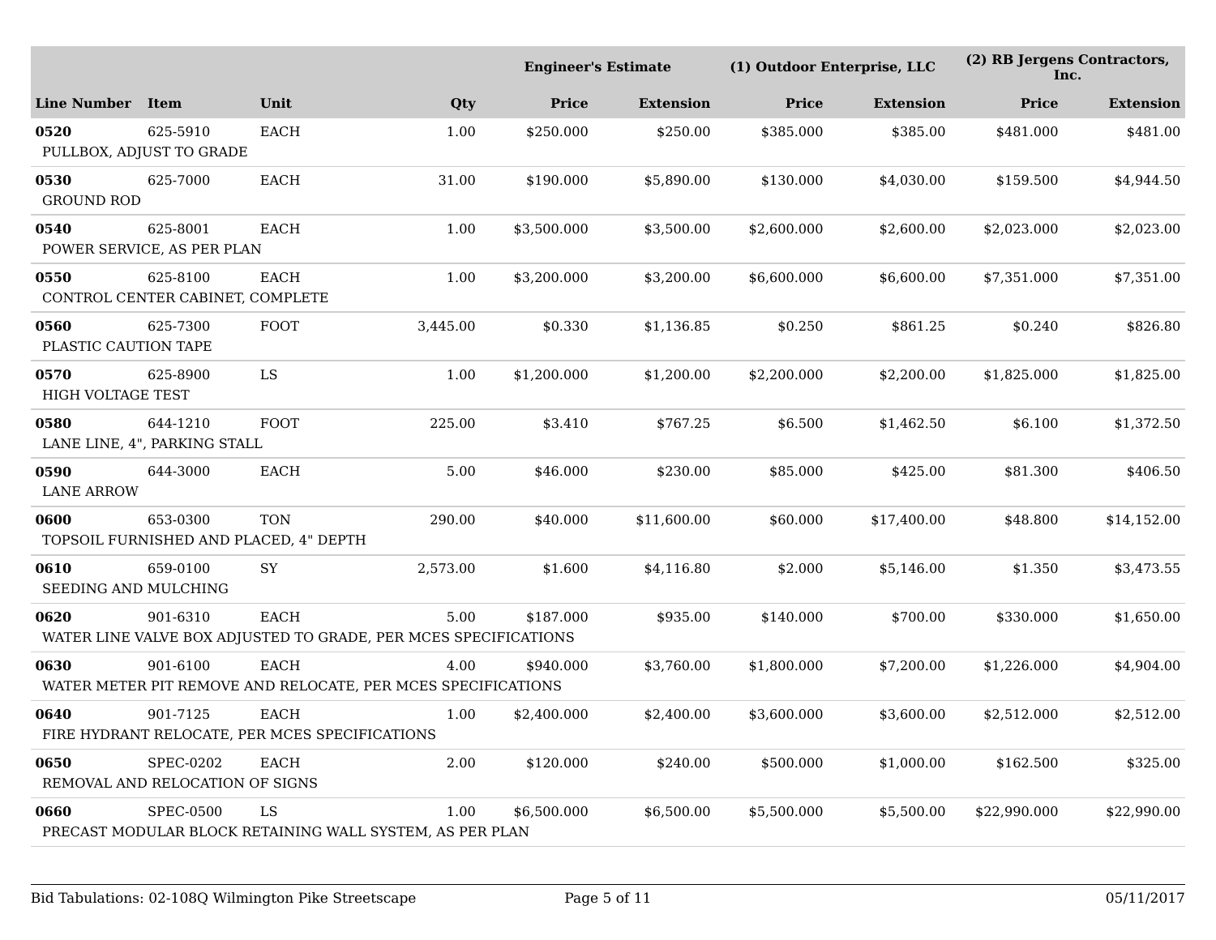| | | | | Engineer's Estimate | | (1) Outdoor Enterprise, LLC | | (2) RB Jergens Contractors, Inc. | |
|---|---|---|---|---|---|---|---|---|---|
| Line Number | Item | Unit | Qty | Price | Extension | Price | Extension | Price | Extension |
| **0520** PULLBOX, ADJUST TO GRADE | 625-5910 | EACH | 1.00 | $250.000 | $250.00 | $385.000 | $385.00 | $481.000 | $481.00 |
| **0530** GROUND ROD | 625-7000 | EACH | 31.00 | $190.000 | $5,890.00 | $130.000 | $4,030.00 | $159.500 | $4,944.50 |
| **0540** POWER SERVICE, AS PER PLAN | 625-8001 | EACH | 1.00 | $3,500.000 | $3,500.00 | $2,600.000 | $2,600.00 | $2,023.000 | $2,023.00 |
| **0550** CONTROL CENTER CABINET, COMPLETE | 625-8100 | EACH | 1.00 | $3,200.000 | $3,200.00 | $6,600.000 | $6,600.00 | $7,351.000 | $7,351.00 |
| **0560** PLASTIC CAUTION TAPE | 625-7300 | FOOT | 3,445.00 | $0.330 | $1,136.85 | $0.250 | $861.25 | $0.240 | $826.80 |
| **0570** HIGH VOLTAGE TEST | 625-8900 | LS | 1.00 | $1,200.000 | $1,200.00 | $2,200.000 | $2,200.00 | $1,825.000 | $1,825.00 |
| **0580** LANE LINE, 4", PARKING STALL | 644-1210 | FOOT | 225.00 | $3.410 | $767.25 | $6.500 | $1,462.50 | $6.100 | $1,372.50 |
| **0590** LANE ARROW | 644-3000 | EACH | 5.00 | $46.000 | $230.00 | $85.000 | $425.00 | $81.300 | $406.50 |
| **0600** TOPSOIL FURNISHED AND PLACED, 4" DEPTH | 653-0300 | TON | 290.00 | $40.000 | $11,600.00 | $60.000 | $17,400.00 | $48.800 | $14,152.00 |
| **0610** SEEDING AND MULCHING | 659-0100 | SY | 2,573.00 | $1.600 | $4,116.80 | $2.000 | $5,146.00 | $1.350 | $3,473.55 |
| **0620** WATER LINE VALVE BOX ADJUSTED TO GRADE, PER MCES SPECIFICATIONS | 901-6310 | EACH | 5.00 | $187.000 | $935.00 | $140.000 | $700.00 | $330.000 | $1,650.00 |
| **0630** WATER METER PIT REMOVE AND RELOCATE, PER MCES SPECIFICATIONS | 901-6100 | EACH | 4.00 | $940.000 | $3,760.00 | $1,800.000 | $7,200.00 | $1,226.000 | $4,904.00 |
| **0640** FIRE HYDRANT RELOCATE, PER MCES SPECIFICATIONS | 901-7125 | EACH | 1.00 | $2,400.000 | $2,400.00 | $3,600.000 | $3,600.00 | $2,512.000 | $2,512.00 |
| **0650** REMOVAL AND RELOCATION OF SIGNS | SPEC-0202 | EACH | 2.00 | $120.000 | $240.00 | $500.000 | $1,000.00 | $162.500 | $325.00 |
| **0660** PRECAST MODULAR BLOCK RETAINING WALL SYSTEM, AS PER PLAN | SPEC-0500 | LS | 1.00 | $6,500.000 | $6,500.00 | $5,500.000 | $5,500.00 | $22,990.000 | $22,990.00 |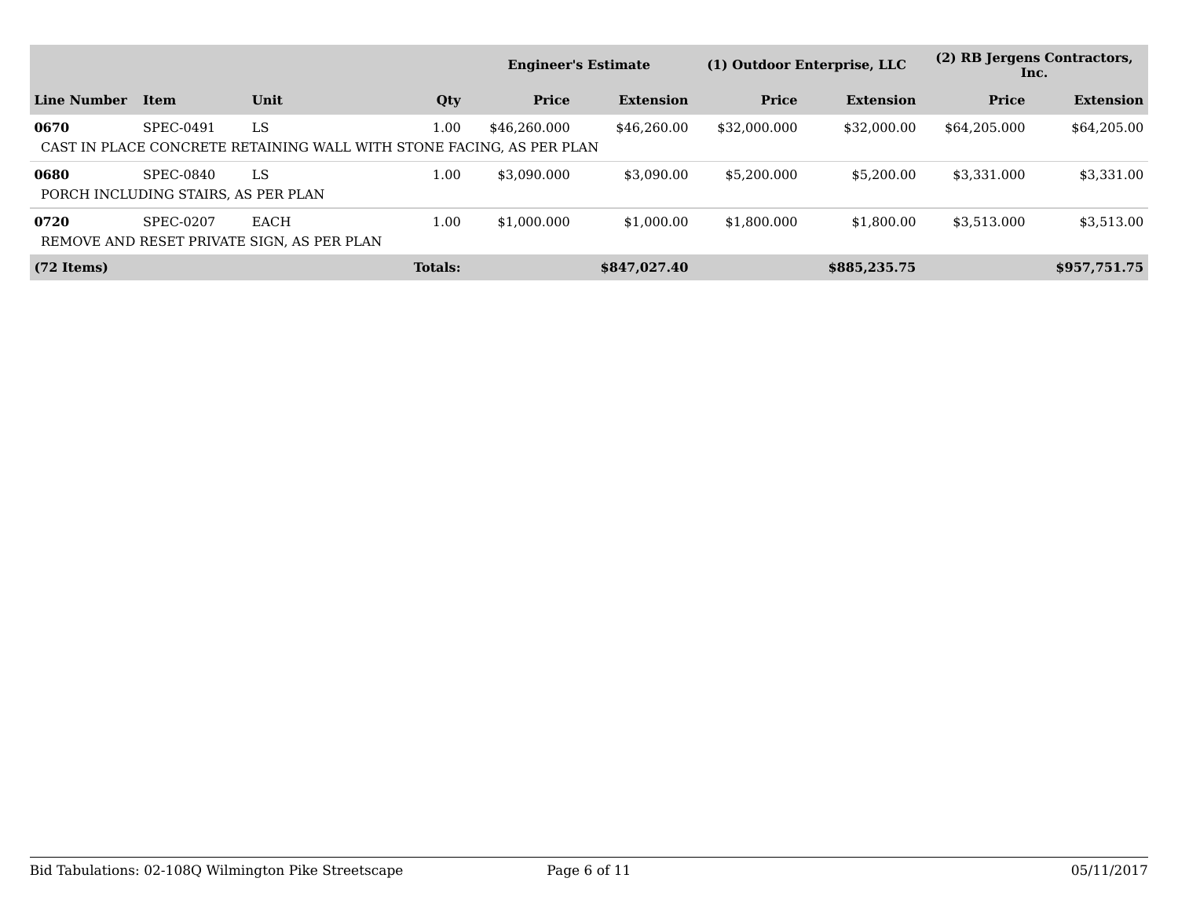| | | | | Engineer's Estimate | | (1) Outdoor Enterprise, LLC | | (2) RB Jergens Contractors, Inc. | |
|---|---|---|---|---|---|---|---|---|---|
| **Line Number** | **Item** | **Unit** | **Qty** | **Price** | **Extension** | **Price** | **Extension** | **Price** | **Extension** |
| **0670** | SPEC-0491 | LS | 1.00 | $46,260.000 | $46,260.00 | $32,000.000 | $32,000.00 | $64,205.000 | $64,205.00 |
| CAST IN PLACE CONCRETE RETAINING WALL WITH STONE FACING, AS PER PLAN | | | | | | | | | |
| **0680** | SPEC-0840 | LS | 1.00 | $3,090.000 | $3,090.00 | $5,200.000 | $5,200.00 | $3,331.000 | $3,331.00 |
| PORCH INCLUDING STAIRS, AS PER PLAN | | | | | | | | | |
| **0720** | SPEC-0207 | EACH | 1.00 | $1,000.000 | $1,000.00 | $1,800.000 | $1,800.00 | $3,513.000 | $3,513.00 |
| REMOVE AND RESET PRIVATE SIGN, AS PER PLAN | | | | | | | | | |
| **(72 Items)** | | | **Totals:** | | **$847,027.40** | | **$885,235.75** | | **$957,751.75** |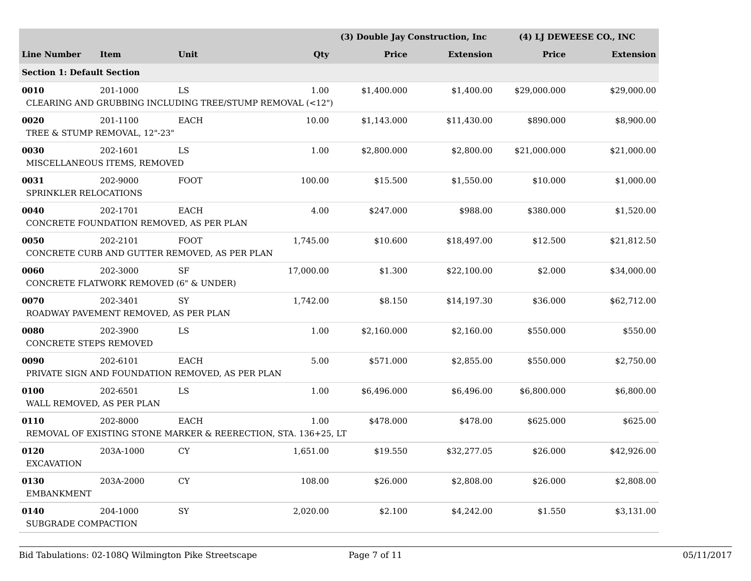| Line Number | Item | Unit | Qty | (3) Double Jay Construction, Inc Price | (3) Double Jay Construction, Inc Extension | (4) LJ DEWEESE CO., INC Price | (4) LJ DEWEESE CO., INC Extension |
|---|---|---|---|---|---|---|---|
| **Section 1: Default Section** | | | | | | | |
| **0010** | 201-1000 | LS | 1.00 | $1,400.000 | $1,400.00 | $29,000.000 | $29,000.00 |
| CLEARING AND GRUBBING INCLUDING TREE/STUMP REMOVAL (<12") | | | | | | | |
| **0020** | 201-1100 | EACH | 10.00 | $1,143.000 | $11,430.00 | $890.000 | $8,900.00 |
| TREE & STUMP REMOVAL, 12"-23" | | | | | | | |
| **0030** | 202-1601 | LS | 1.00 | $2,800.000 | $2,800.00 | $21,000.000 | $21,000.00 |
| MISCELLANEOUS ITEMS, REMOVED | | | | | | | |
| **0031** | 202-9000 | FOOT | 100.00 | $15.500 | $1,550.00 | $10.000 | $1,000.00 |
| SPRINKLER RELOCATIONS | | | | | | | |
| **0040** | 202-1701 | EACH | 4.00 | $247.000 | $988.00 | $380.000 | $1,520.00 |
| CONCRETE FOUNDATION REMOVED, AS PER PLAN | | | | | | | |
| **0050** | 202-2101 | FOOT | 1,745.00 | $10.600 | $18,497.00 | $12.500 | $21,812.50 |
| CONCRETE CURB AND GUTTER REMOVED, AS PER PLAN | | | | | | | |
| **0060** | 202-3000 | SF | 17,000.00 | $1.300 | $22,100.00 | $2.000 | $34,000.00 |
| CONCRETE FLATWORK REMOVED (6" & UNDER) | | | | | | | |
| **0070** | 202-3401 | SY | 1,742.00 | $8.150 | $14,197.30 | $36.000 | $62,712.00 |
| ROADWAY PAVEMENT REMOVED, AS PER PLAN | | | | | | | |
| **0080** | 202-3900 | LS | 1.00 | $2,160.000 | $2,160.00 | $550.000 | $550.00 |
| CONCRETE STEPS REMOVED | | | | | | | |
| **0090** | 202-6101 | EACH | 5.00 | $571.000 | $2,855.00 | $550.000 | $2,750.00 |
| PRIVATE SIGN AND FOUNDATION REMOVED, AS PER PLAN | | | | | | | |
| **0100** | 202-6501 | LS | 1.00 | $6,496.000 | $6,496.00 | $6,800.000 | $6,800.00 |
| WALL REMOVED, AS PER PLAN | | | | | | | |
| **0110** | 202-8000 | EACH | 1.00 | $478.000 | $478.00 | $625.000 | $625.00 |
| REMOVAL OF EXISTING STONE MARKER & REERECTION, STA. 136+25, LT | | | | | | | |
| **0120** | 203A-1000 | CY | 1,651.00 | $19.550 | $32,277.05 | $26.000 | $42,926.00 |
| EXCAVATION | | | | | | | |
| **0130** | 203A-2000 | CY | 108.00 | $26.000 | $2,808.00 | $26.000 | $2,808.00 |
| EMBANKMENT | | | | | | | |
| **0140** | 204-1000 | SY | 2,020.00 | $2.100 | $4,242.00 | $1.550 | $3,131.00 |
| SUBGRADE COMPACTION | | | | | | | |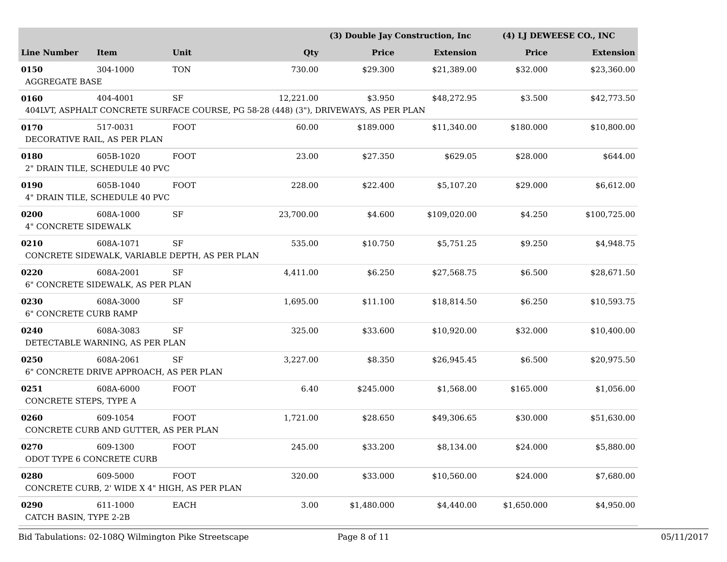| Line Number | Item | Unit | Qty | (3) Double Jay Construction, Inc Price | (3) Double Jay Construction, Inc Extension | (4) LJ DEWEESE CO., INC Price | (4) LJ DEWEESE CO., INC Extension |
|---|---|---|---|---|---|---|---|
| **0150** AGGREGATE BASE | 304-1000 | TON | 730.00 | $29.300 | $21,389.00 | $32.000 | $23,360.00 |
| **0160** 404LVT, ASPHALT CONCRETE SURFACE COURSE, PG 58-28 (448) (3"), DRIVEWAYS, AS PER PLAN | 404-4001 | SF | 12,221.00 | $3.950 | $48,272.95 | $3.500 | $42,773.50 |
| **0170** DECORATIVE RAIL, AS PER PLAN | 517-0031 | FOOT | 60.00 | $189.000 | $11,340.00 | $180.000 | $10,800.00 |
| **0180** 2" DRAIN TILE, SCHEDULE 40 PVC | 605B-1020 | FOOT | 23.00 | $27.350 | $629.05 | $28.000 | $644.00 |
| **0190** 4" DRAIN TILE, SCHEDULE 40 PVC | 605B-1040 | FOOT | 228.00 | $22.400 | $5,107.20 | $29.000 | $6,612.00 |
| **0200** 4" CONCRETE SIDEWALK | 608A-1000 | SF | 23,700.00 | $4.600 | $109,020.00 | $4.250 | $100,725.00 |
| **0210** CONCRETE SIDEWALK, VARIABLE DEPTH, AS PER PLAN | 608A-1071 | SF | 535.00 | $10.750 | $5,751.25 | $9.250 | $4,948.75 |
| **0220** 6" CONCRETE SIDEWALK, AS PER PLAN | 608A-2001 | SF | 4,411.00 | $6.250 | $27,568.75 | $6.500 | $28,671.50 |
| **0230** 6" CONCRETE CURB RAMP | 608A-3000 | SF | 1,695.00 | $11.100 | $18,814.50 | $6.250 | $10,593.75 |
| **0240** DETECTABLE WARNING, AS PER PLAN | 608A-3083 | SF | 325.00 | $33.600 | $10,920.00 | $32.000 | $10,400.00 |
| **0250** 6" CONCRETE DRIVE APPROACH, AS PER PLAN | 608A-2061 | SF | 3,227.00 | $8.350 | $26,945.45 | $6.500 | $20,975.50 |
| **0251** CONCRETE STEPS, TYPE A | 608A-6000 | FOOT | 6.40 | $245.000 | $1,568.00 | $165.000 | $1,056.00 |
| **0260** CONCRETE CURB AND GUTTER, AS PER PLAN | 609-1054 | FOOT | 1,721.00 | $28.650 | $49,306.65 | $30.000 | $51,630.00 |
| **0270** ODOT TYPE 6 CONCRETE CURB | 609-1300 | FOOT | 245.00 | $33.200 | $8,134.00 | $24.000 | $5,880.00 |
| **0280** CONCRETE CURB, 2' WIDE X 4" HIGH, AS PER PLAN | 609-5000 | FOOT | 320.00 | $33.000 | $10,560.00 | $24.000 | $7,680.00 |
| **0290** CATCH BASIN, TYPE 2-2B | 611-1000 | EACH | 3.00 | $1,480.000 | $4,440.00 | $1,650.000 | $4,950.00 |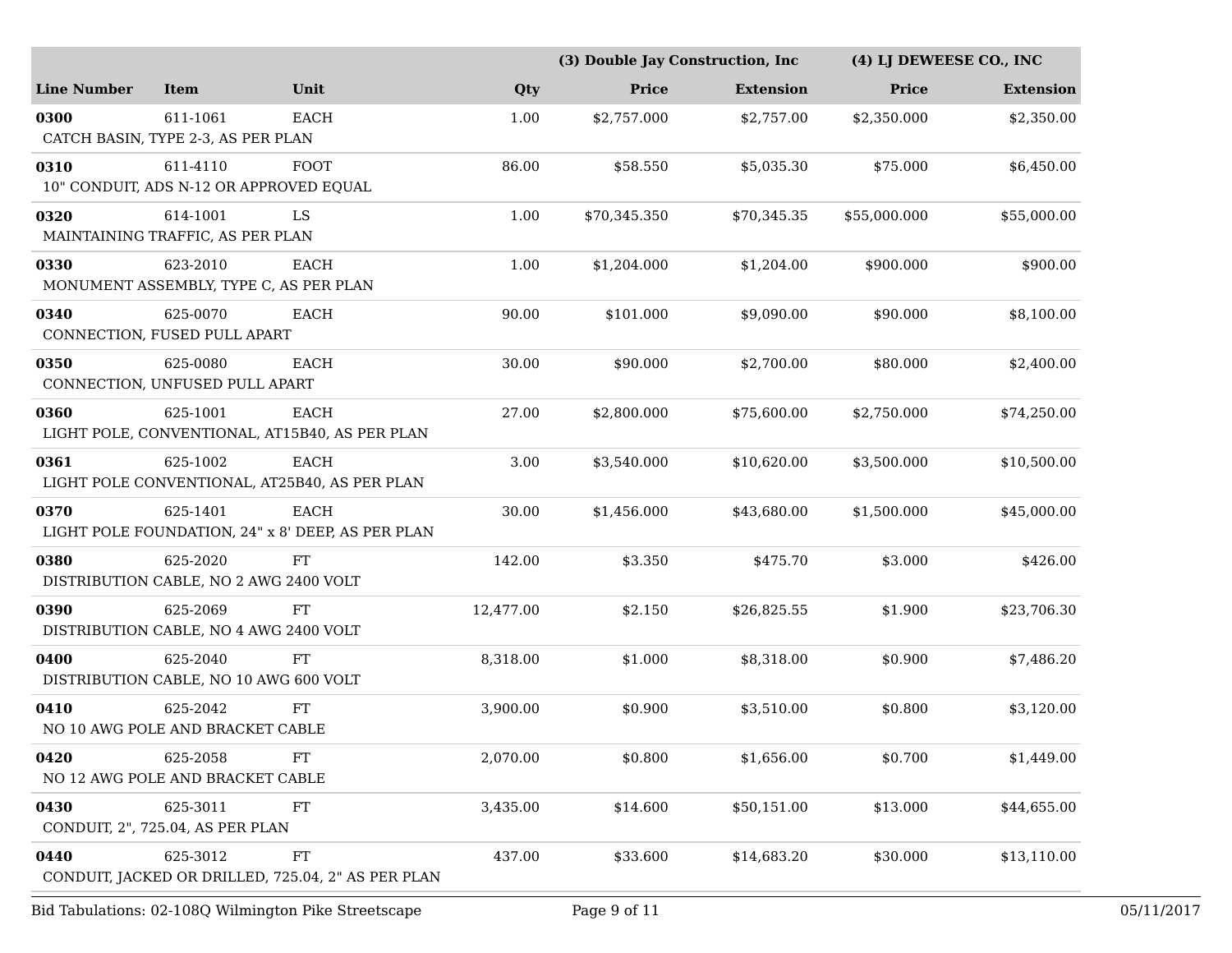| Line Number | Item | Unit | Qty | (3) Double Jay Construction, Inc | | (4) LJ DEWEESE CO., INC | |
|---|---|---|---|---|---|---|---|
| | | | | Price | Extension | Price | Extension |
| **0300** | 611-1061 | EACH | 1.00 | $2,757.000 | $2,757.00 | $2,350.000 | $2,350.00 |
| CATCH BASIN, TYPE 2-3, AS PER PLAN | | | | | | | |
| **0310** | 611-4110 | FOOT | 86.00 | $58.550 | $5,035.30 | $75.000 | $6,450.00 |
| 10" CONDUIT, ADS N-12 OR APPROVED EQUAL | | | | | | | |
| **0320** | 614-1001 | LS | 1.00 | $70,345.350 | $70,345.35 | $55,000.000 | $55,000.00 |
| MAINTAINING TRAFFIC, AS PER PLAN | | | | | | | |
| **0330** | 623-2010 | EACH | 1.00 | $1,204.000 | $1,204.00 | $900.000 | $900.00 |
| MONUMENT ASSEMBLY, TYPE C, AS PER PLAN | | | | | | | |
| **0340** | 625-0070 | EACH | 90.00 | $101.000 | $9,090.00 | $90.000 | $8,100.00 |
| CONNECTION, FUSED PULL APART | | | | | | | |
| **0350** | 625-0080 | EACH | 30.00 | $90.000 | $2,700.00 | $80.000 | $2,400.00 |
| CONNECTION, UNFUSED PULL APART | | | | | | | |
| **0360** | 625-1001 | EACH | 27.00 | $2,800.000 | $75,600.00 | $2,750.000 | $74,250.00 |
| LIGHT POLE, CONVENTIONAL, AT15B40, AS PER PLAN | | | | | | | |
| **0361** | 625-1002 | EACH | 3.00 | $3,540.000 | $10,620.00 | $3,500.000 | $10,500.00 |
| LIGHT POLE CONVENTIONAL, AT25B40, AS PER PLAN | | | | | | | |
| **0370** | 625-1401 | EACH | 30.00 | $1,456.000 | $43,680.00 | $1,500.000 | $45,000.00 |
| LIGHT POLE FOUNDATION, 24" x 8' DEEP, AS PER PLAN | | | | | | | |
| **0380** | 625-2020 | FT | 142.00 | $3.350 | $475.70 | $3.000 | $426.00 |
| DISTRIBUTION CABLE, NO 2 AWG 2400 VOLT | | | | | | | |
| **0390** | 625-2069 | FT | 12,477.00 | $2.150 | $26,825.55 | $1.900 | $23,706.30 |
| DISTRIBUTION CABLE, NO 4 AWG 2400 VOLT | | | | | | | |
| **0400** | 625-2040 | FT | 8,318.00 | $1.000 | $8,318.00 | $0.900 | $7,486.20 |
| DISTRIBUTION CABLE, NO 10 AWG 600 VOLT | | | | | | | |
| **0410** | 625-2042 | FT | 3,900.00 | $0.900 | $3,510.00 | $0.800 | $3,120.00 |
| NO 10 AWG POLE AND BRACKET CABLE | | | | | | | |
| **0420** | 625-2058 | FT | 2,070.00 | $0.800 | $1,656.00 | $0.700 | $1,449.00 |
| NO 12 AWG POLE AND BRACKET CABLE | | | | | | | |
| **0430** | 625-3011 | FT | 3,435.00 | $14.600 | $50,151.00 | $13.000 | $44,655.00 |
| CONDUIT, 2", 725.04, AS PER PLAN | | | | | | | |
| **0440** | 625-3012 | FT | 437.00 | $33.600 | $14,683.20 | $30.000 | $13,110.00 |
| CONDUIT, JACKED OR DRILLED, 725.04, 2" AS PER PLAN | | | | | | | |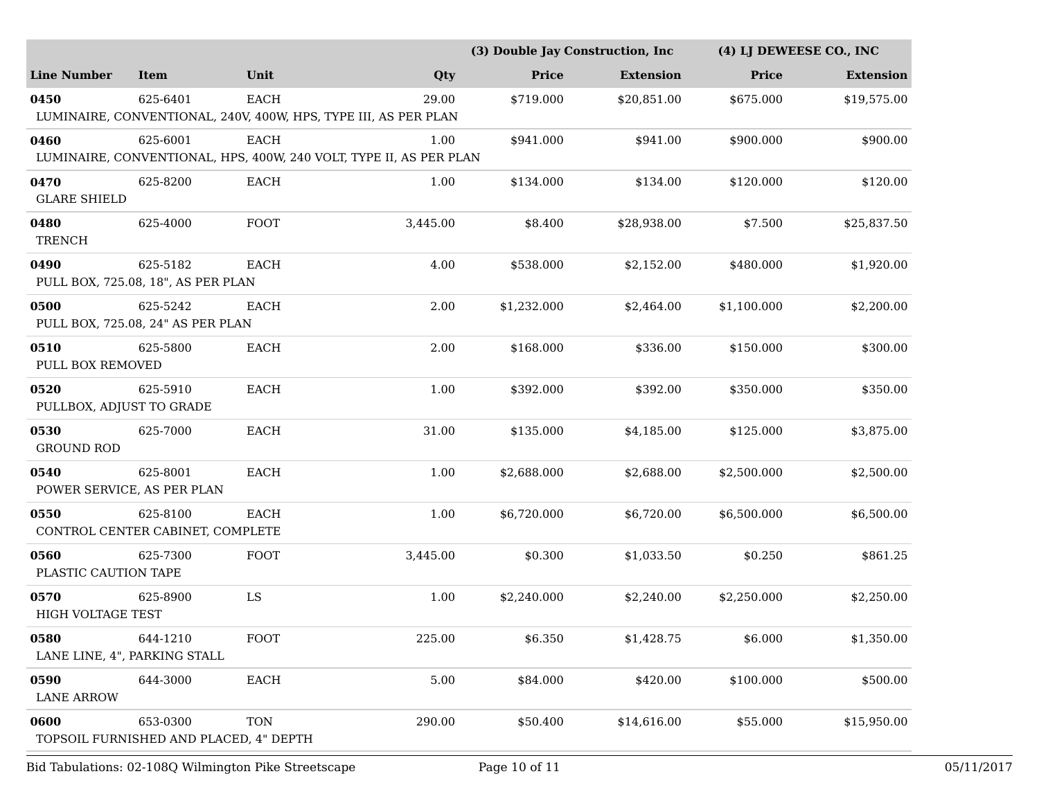| | | | | (3) Double Jay Construction, Inc | | (4) LJ DEWEESE CO., INC | |
|---|---|---|---|---|---|---|---|
| **Line Number** | **Item** | **Unit** | **Qty** | **Price** | **Extension** | **Price** | **Extension** |
| **0450** | 625-6401 | EACH | 29.00 | $719.000 | $20,851.00 | $675.000 | $19,575.00 |
| LUMINAIRE, CONVENTIONAL, 240V, 400W, HPS, TYPE III, AS PER PLAN | | | | | | | |
| **0460** | 625-6001 | EACH | 1.00 | $941.000 | $941.00 | $900.000 | $900.00 |
| LUMINAIRE, CONVENTIONAL, HPS, 400W, 240 VOLT, TYPE II, AS PER PLAN | | | | | | | |
| **0470** | 625-8200 | EACH | 1.00 | $134.000 | $134.00 | $120.000 | $120.00 |
| GLARE SHIELD | | | | | | | |
| **0480** | 625-4000 | FOOT | 3,445.00 | $8.400 | $28,938.00 | $7.500 | $25,837.50 |
| TRENCH | | | | | | | |
| **0490** | 625-5182 | EACH | 4.00 | $538.000 | $2,152.00 | $480.000 | $1,920.00 |
| PULL BOX, 725.08, 18", AS PER PLAN | | | | | | | |
| **0500** | 625-5242 | EACH | 2.00 | $1,232.000 | $2,464.00 | $1,100.000 | $2,200.00 |
| PULL BOX, 725.08, 24" AS PER PLAN | | | | | | | |
| **0510** | 625-5800 | EACH | 2.00 | $168.000 | $336.00 | $150.000 | $300.00 |
| PULL BOX REMOVED | | | | | | | |
| **0520** | 625-5910 | EACH | 1.00 | $392.000 | $392.00 | $350.000 | $350.00 |
| PULLBOX, ADJUST TO GRADE | | | | | | | |
| **0530** | 625-7000 | EACH | 31.00 | $135.000 | $4,185.00 | $125.000 | $3,875.00 |
| GROUND ROD | | | | | | | |
| **0540** | 625-8001 | EACH | 1.00 | $2,688.000 | $2,688.00 | $2,500.000 | $2,500.00 |
| POWER SERVICE, AS PER PLAN | | | | | | | |
| **0550** | 625-8100 | EACH | 1.00 | $6,720.000 | $6,720.00 | $6,500.000 | $6,500.00 |
| CONTROL CENTER CABINET, COMPLETE | | | | | | | |
| **0560** | 625-7300 | FOOT | 3,445.00 | $0.300 | $1,033.50 | $0.250 | $861.25 |
| PLASTIC CAUTION TAPE | | | | | | | |
| **0570** | 625-8900 | LS | 1.00 | $2,240.000 | $2,240.00 | $2,250.000 | $2,250.00 |
| HIGH VOLTAGE TEST | | | | | | | |
| **0580** | 644-1210 | FOOT | 225.00 | $6.350 | $1,428.75 | $6.000 | $1,350.00 |
| LANE LINE, 4", PARKING STALL | | | | | | | |
| **0590** | 644-3000 | EACH | 5.00 | $84.000 | $420.00 | $100.000 | $500.00 |
| LANE ARROW | | | | | | | |
| **0600** | 653-0300 | TON | 290.00 | $50.400 | $14,616.00 | $55.000 | $15,950.00 |
| TOPSOIL FURNISHED AND PLACED, 4" DEPTH | | | | | | | |

Bid Tabulations: 02-108Q Wilmington Pike Streetscape — 05/11/2017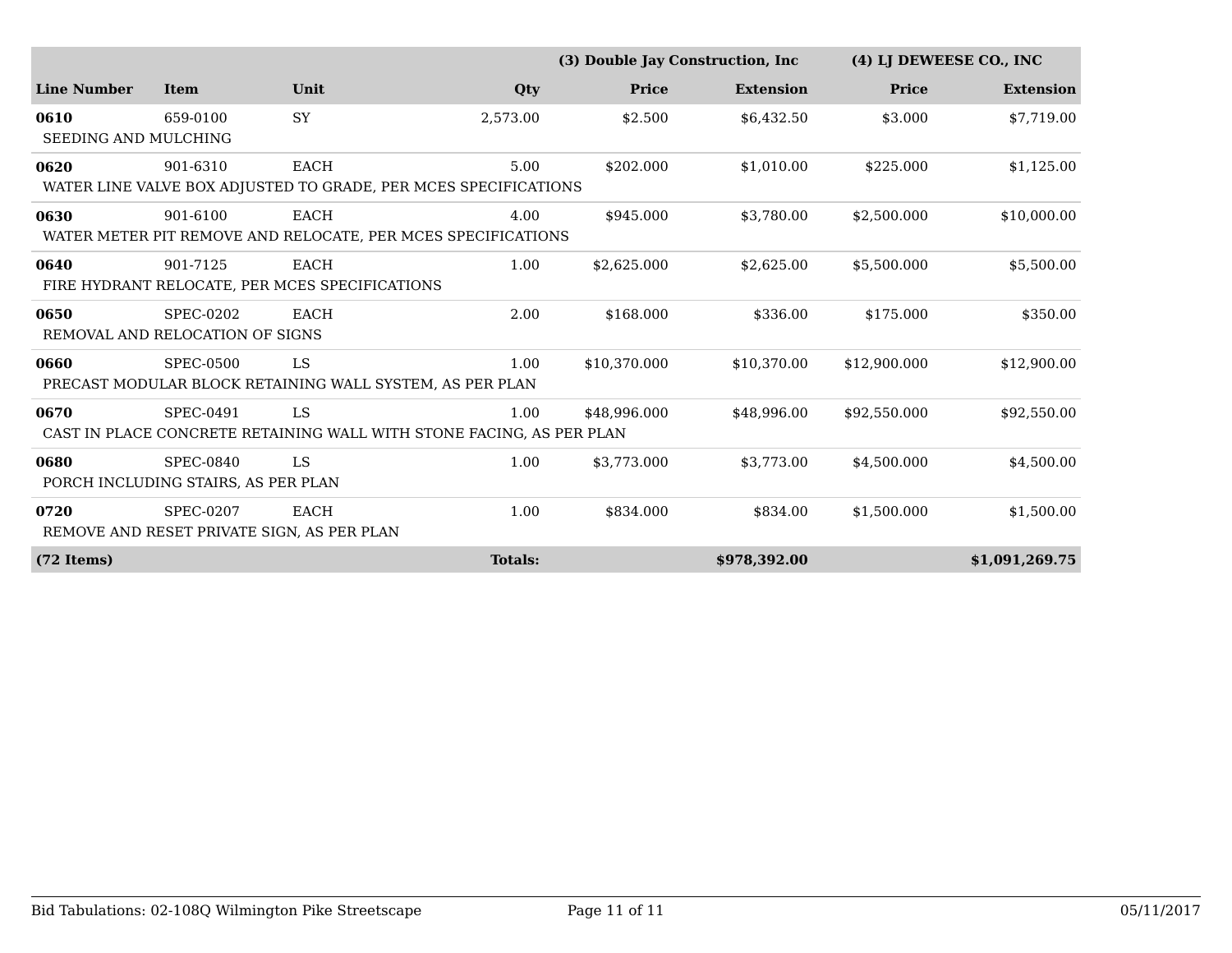| | | | | (3) Double Jay Construction, Inc | | (4) LJ DEWEESE CO., INC | |
|---|---|---|---|---|---|---|---|
| **Line Number** | **Item** | **Unit** | **Qty** | **Price** | **Extension** | **Price** | **Extension** |
| **0610** | 659-0100 | SY | 2,573.00 | $2.500 | $6,432.50 | $3.000 | $7,719.00 |
| SEEDING AND MULCHING | | | | | | | |
| **0620** | 901-6310 | EACH | 5.00 | $202.000 | $1,010.00 | $225.000 | $1,125.00 |
| WATER LINE VALVE BOX ADJUSTED TO GRADE, PER MCES SPECIFICATIONS | | | | | | | |
| **0630** | 901-6100 | EACH | 4.00 | $945.000 | $3,780.00 | $2,500.000 | $10,000.00 |
| WATER METER PIT REMOVE AND RELOCATE, PER MCES SPECIFICATIONS | | | | | | | |
| **0640** | 901-7125 | EACH | 1.00 | $2,625.000 | $2,625.00 | $5,500.000 | $5,500.00 |
| FIRE HYDRANT RELOCATE, PER MCES SPECIFICATIONS | | | | | | | |
| **0650** | SPEC-0202 | EACH | 2.00 | $168.000 | $336.00 | $175.000 | $350.00 |
| REMOVAL AND RELOCATION OF SIGNS | | | | | | | |
| **0660** | SPEC-0500 | LS | 1.00 | $10,370.000 | $10,370.00 | $12,900.000 | $12,900.00 |
| PRECAST MODULAR BLOCK RETAINING WALL SYSTEM, AS PER PLAN | | | | | | | |
| **0670** | SPEC-0491 | LS | 1.00 | $48,996.000 | $48,996.00 | $92,550.000 | $92,550.00 |
| CAST IN PLACE CONCRETE RETAINING WALL WITH STONE FACING, AS PER PLAN | | | | | | | |
| **0680** | SPEC-0840 | LS | 1.00 | $3,773.000 | $3,773.00 | $4,500.000 | $4,500.00 |
| PORCH INCLUDING STAIRS, AS PER PLAN | | | | | | | |
| **0720** | SPEC-0207 | EACH | 1.00 | $834.000 | $834.00 | $1,500.000 | $1,500.00 |
| REMOVE AND RESET PRIVATE SIGN, AS PER PLAN | | | | | | | |
| **(72 Items)** | | | **Totals:** | | **$978,392.00** | | **$1,091,269.75** |